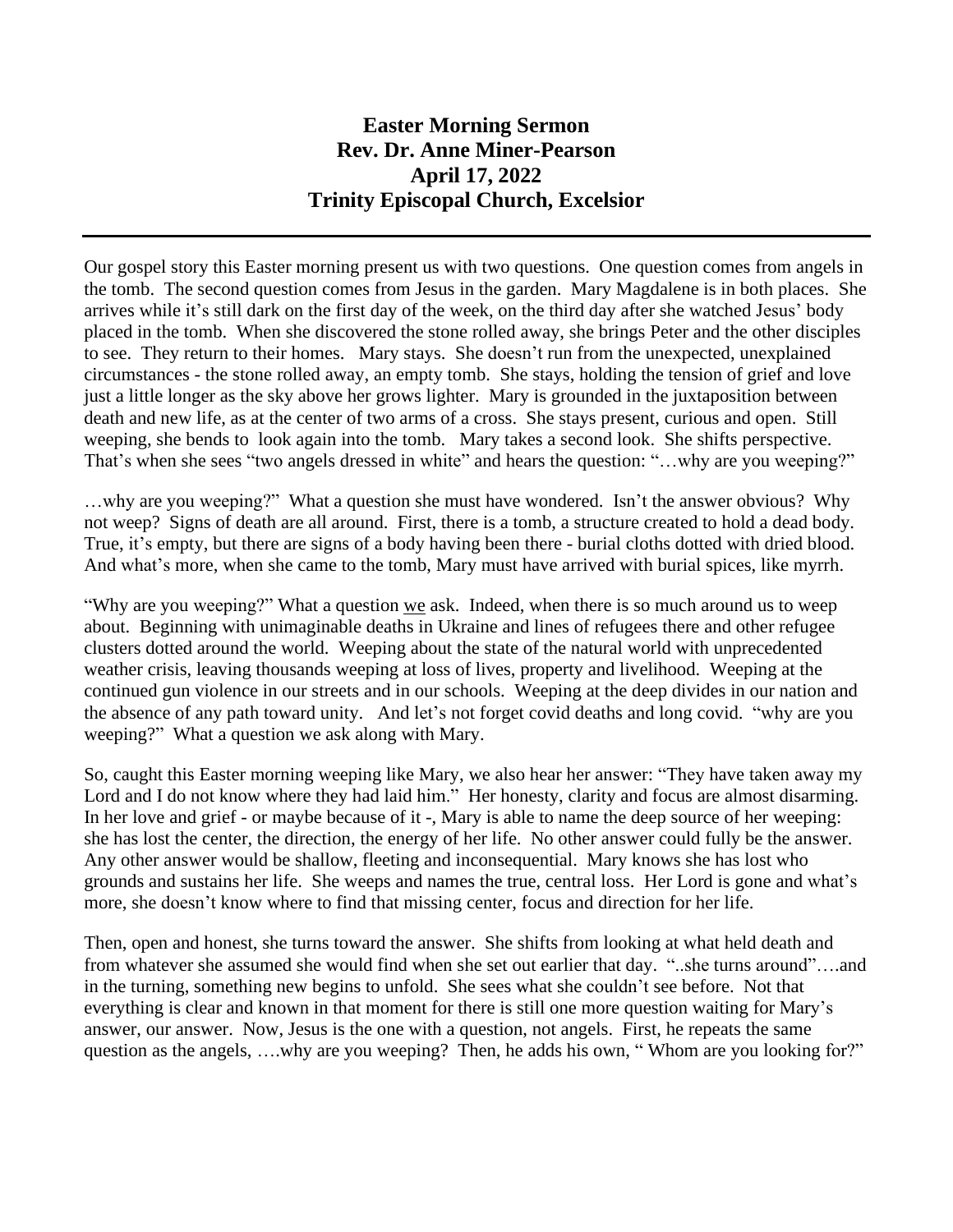# Easter Morning Sermon
## Rev. Dr. Anne Miner-Pearson
## April 17, 2022
## Trinity Episcopal Church, Excelsior

---

Our gospel story this Easter morning present us with two questions. One question comes from angels in the tomb. The second question comes from Jesus in the garden. Mary Magdalene is in both places. She arrives while it's still dark on the first day of the week, on the third day after she watched Jesus' body placed in the tomb. When she discovered the stone rolled away, she brings Peter and the other disciples to see. They return to their homes. Mary stays. She doesn't run from the unexpected, unexplained circumstances - the stone rolled away, an empty tomb. She stays, holding the tension of grief and love just a little longer as the sky above her grows lighter. Mary is grounded in the juxtaposition between death and new life, as at the center of two arms of a cross. She stays present, curious and open. Still weeping, she bends to look again into the tomb. Mary takes a second look. She shifts perspective. That's when she sees "two angels dressed in white" and hears the question: "…why are you weeping?"

…why are you weeping?" What a question she must have wondered. Isn't the answer obvious? Why not weep? Signs of death are all around. First, there is a tomb, a structure created to hold a dead body. True, it's empty, but there are signs of a body having been there - burial cloths dotted with dried blood. And what's more, when she came to the tomb, Mary must have arrived with burial spices, like myrrh.

"Why are you weeping?" What a question <u>we</u> ask. Indeed, when there is so much around us to weep about. Beginning with unimaginable deaths in Ukraine and lines of refugees there and other refugee clusters dotted around the world. Weeping about the state of the natural world with unprecedented weather crisis, leaving thousands weeping at loss of lives, property and livelihood. Weeping at the continued gun violence in our streets and in our schools. Weeping at the deep divides in our nation and the absence of any path toward unity. And let's not forget covid deaths and long covid. "why are you weeping?" What a question we ask along with Mary.

So, caught this Easter morning weeping like Mary, we also hear her answer: "They have taken away my Lord and I do not know where they had laid him." Her honesty, clarity and focus are almost disarming. In her love and grief - or maybe because of it -, Mary is able to name the deep source of her weeping: she has lost the center, the direction, the energy of her life. No other answer could fully be the answer. Any other answer would be shallow, fleeting and inconsequential. Mary knows she has lost who grounds and sustains her life. She weeps and names the true, central loss. Her Lord is gone and what's more, she doesn't know where to find that missing center, focus and direction for her life.

Then, open and honest, she turns toward the answer. She shifts from looking at what held death and from whatever she assumed she would find when she set out earlier that day. "..she turns around"….and in the turning, something new begins to unfold. She sees what she couldn't see before. Not that everything is clear and known in that moment for there is still one more question waiting for Mary's answer, our answer. Now, Jesus is the one with a question, not angels. First, he repeats the same question as the angels, ….why are you weeping? Then, he adds his own, " Whom are you looking for?"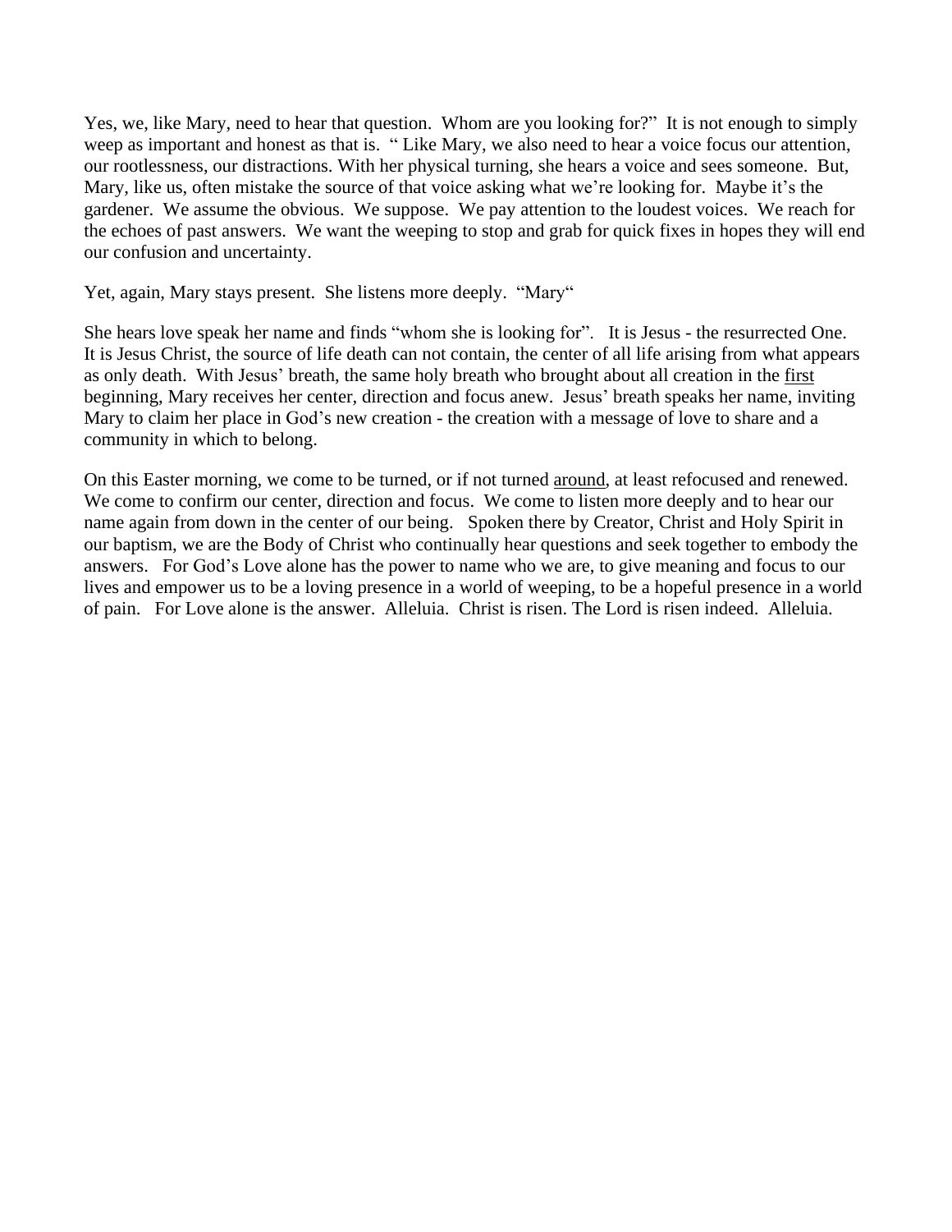Yes, we, like Mary, need to hear that question. Whom are you looking for?" It is not enough to simply weep as important and honest as that is. " Like Mary, we also need to hear a voice focus our attention, our rootlessness, our distractions. With her physical turning, she hears a voice and sees someone. But, Mary, like us, often mistake the source of that voice asking what we're looking for. Maybe it's the gardener. We assume the obvious. We suppose. We pay attention to the loudest voices. We reach for the echoes of past answers. We want the weeping to stop and grab for quick fixes in hopes they will end our confusion and uncertainty.

Yet, again, Mary stays present. She listens more deeply. "Mary"

She hears love speak her name and finds "whom she is looking for". It is Jesus - the resurrected One. It is Jesus Christ, the source of life death can not contain, the center of all life arising from what appears as only death. With Jesus' breath, the same holy breath who brought about all creation in the <u>first</u> beginning, Mary receives her center, direction and focus anew. Jesus' breath speaks her name, inviting Mary to claim her place in God's new creation - the creation with a message of love to share and a community in which to belong.

On this Easter morning, we come to be turned, or if not turned <u>around</u>, at least refocused and renewed. We come to confirm our center, direction and focus. We come to listen more deeply and to hear our name again from down in the center of our being. Spoken there by Creator, Christ and Holy Spirit in our baptism, we are the Body of Christ who continually hear questions and seek together to embody the answers. For God's Love alone has the power to name who we are, to give meaning and focus to our lives and empower us to be a loving presence in a world of weeping, to be a hopeful presence in a world of pain. For Love alone is the answer. Alleluia. Christ is risen. The Lord is risen indeed. Alleluia.